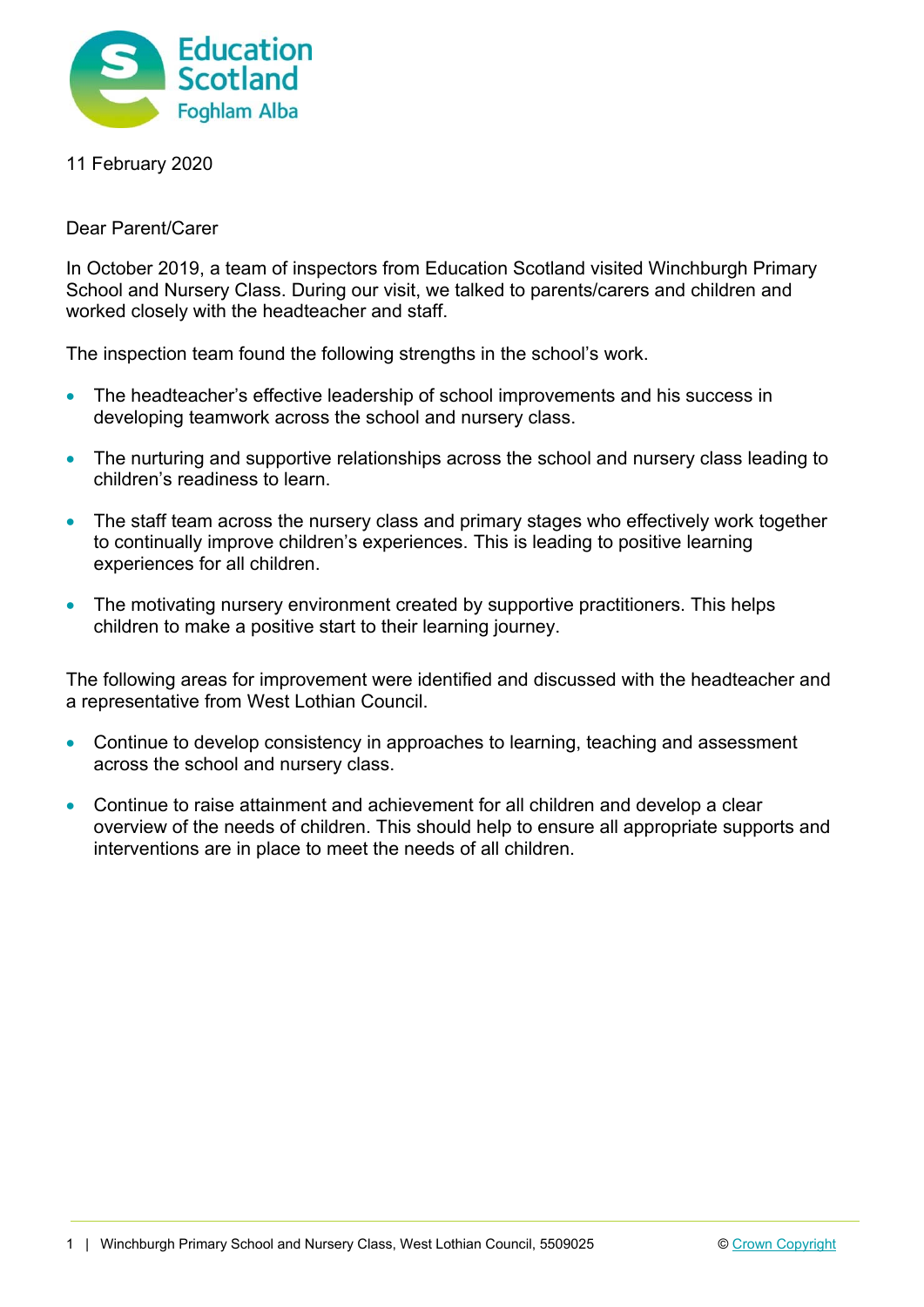11 February 2020

Dear Parent/Carer

In October 2019, a team of inspectors from Education Scotland visited Winchburgh Primary School and Nursery Class. During our visit, we talked to parents/carers and children and worked closely with the headteacher and staff.

The inspection team found the following strengths in the school's work.

- The headteacher's effective leadership of school improvements and his success in developing teamwork across the school and nursery class.
- The nurturing and supportive relationships across the school and nursery class leading to children's readiness to learn.
- The staff team across the nursery class and primary stages who effectively work together to continually improve children's experiences. This is leading to positive learning experiences for all children.
- The motivating nursery environment created by supportive practitioners. This helps children to make a positive start to their learning journey.

The following areas for improvement were identified and discussed with the headteacher and a representative from West Lothian Council.

- Continue to develop consistency in approaches to learning, teaching and assessment across the school and nursery class.
- Continue to raise attainment and achievement for all children and develop a clear overview of the needs of children. This should help to ensure all appropriate supports and interventions are in place to meet the needs of all children.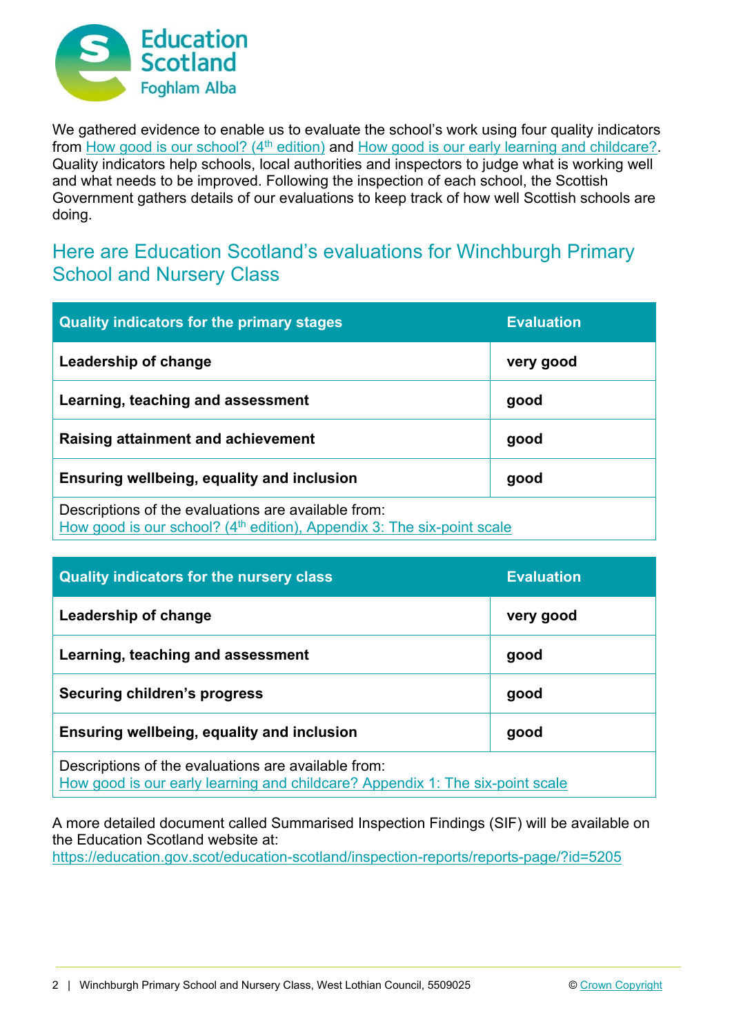We gathered evidence to enable us to evaluate the school's work using four quality indicators from How good is our school? (4th edition) and How good is our early learning and childcare?. Quality indicators help schools, local authorities and inspectors to judge what is working well and what needs to be improved. Following the inspection of each school, the Scottish Government gathers details of our evaluations to keep track of how well Scottish schools are doing.

## Here are Education Scotland's evaluations for Winchburgh Primary School and Nursery Class

| Quality indicators for the primary stages | Evaluation |
|---|---|
| **Leadership of change** | **very good** |
| **Learning, teaching and assessment** | **good** |
| **Raising attainment and achievement** | **good** |
| **Ensuring wellbeing, equality and inclusion** | **good** |
| Descriptions of the evaluations are available from: How good is our school? (4th edition), Appendix 3: The six-point scale | |

| Quality indicators for the nursery class | Evaluation |
|---|---|
| **Leadership of change** | **very good** |
| **Learning, teaching and assessment** | **good** |
| **Securing children's progress** | **good** |
| **Ensuring wellbeing, equality and inclusion** | **good** |
| Descriptions of the evaluations are available from: How good is our early learning and childcare? Appendix 1: The six-point scale | |

A more detailed document called Summarised Inspection Findings (SIF) will be available on the Education Scotland website at: https://education.gov.scot/education-scotland/inspection-reports/reports-page/?id=5205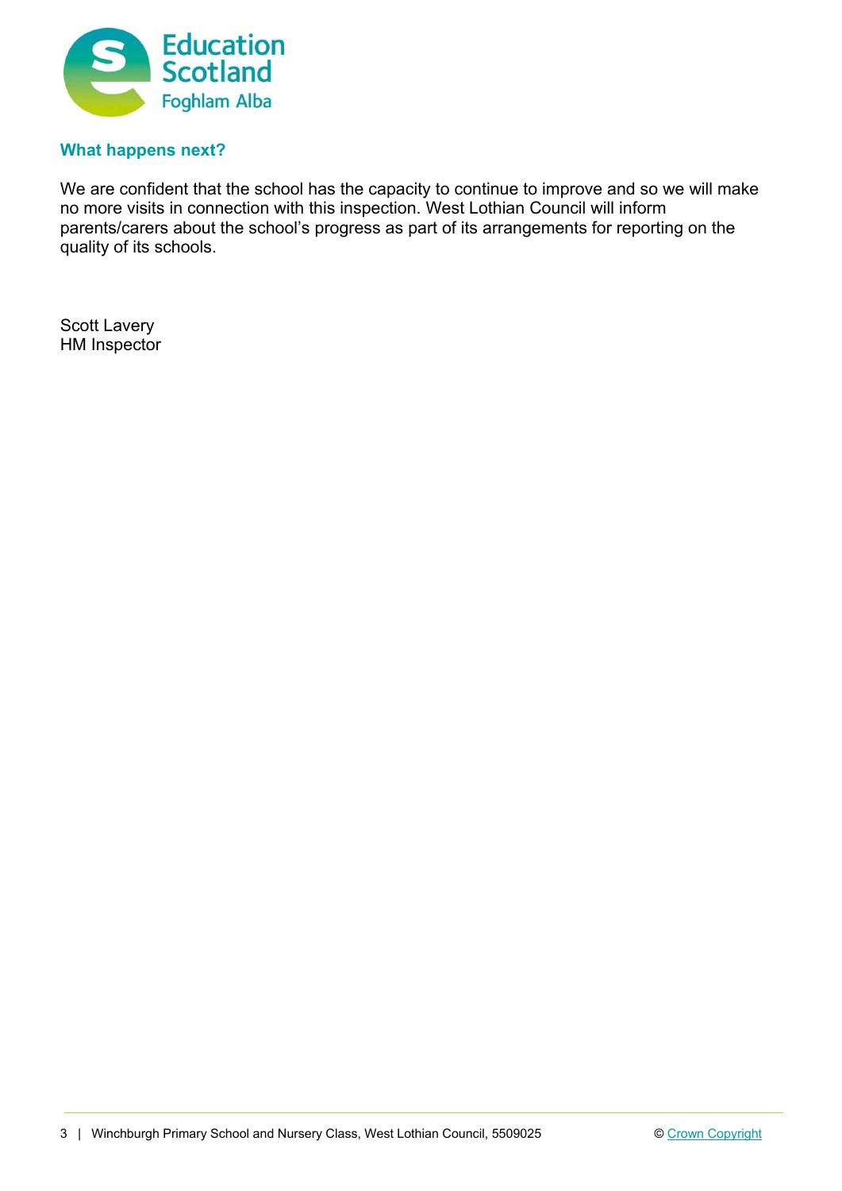## What happens next?

We are confident that the school has the capacity to continue to improve and so we will make no more visits in connection with this inspection. West Lothian Council will inform parents/carers about the school's progress as part of its arrangements for reporting on the quality of its schools.

Scott Lavery
HM Inspector